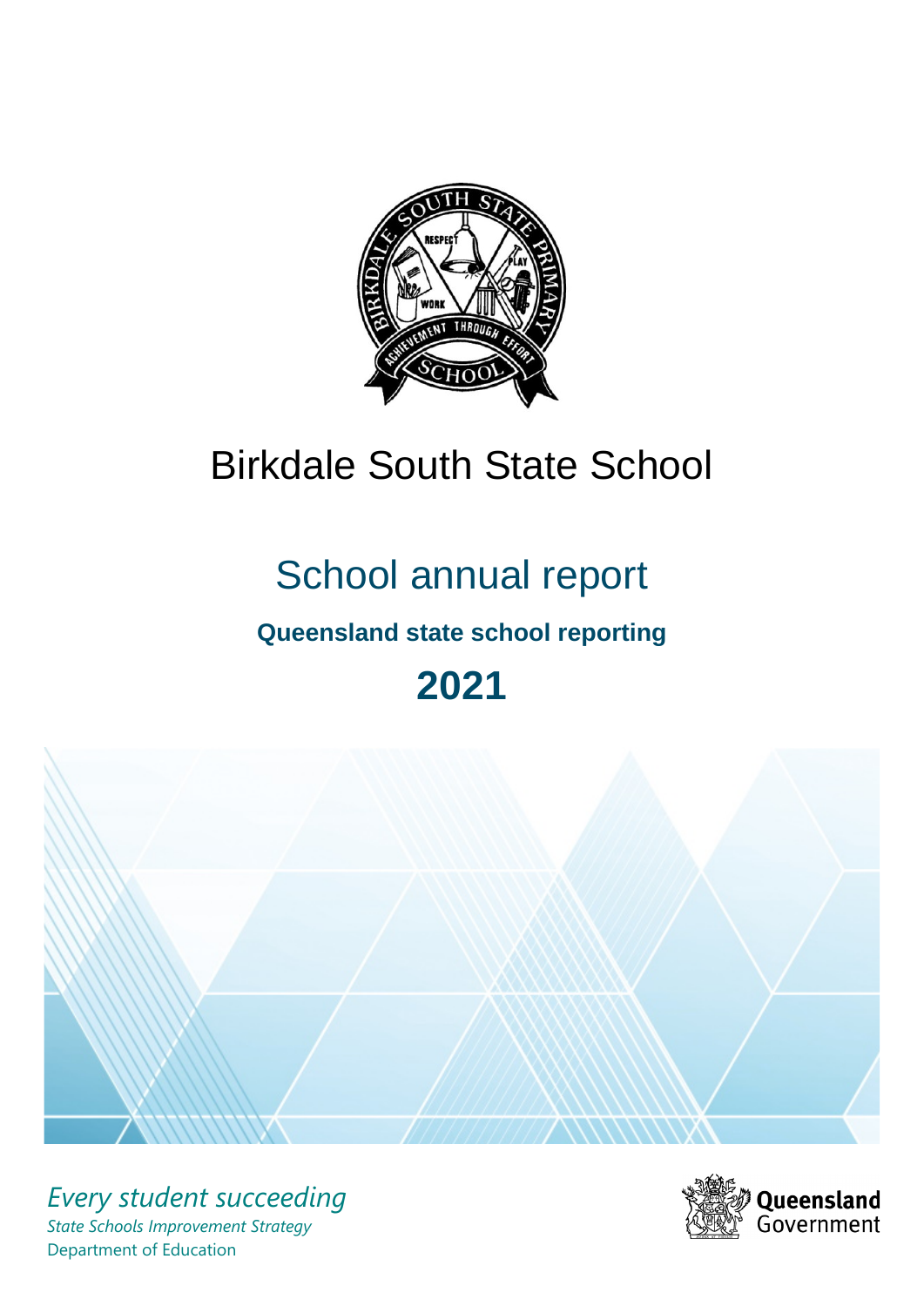# Birkdale South State School

## School annual report

### Queensland state school reporting

## 2021

*Every student succeeding*

*State Schools Improvement Strategy*

Department of Education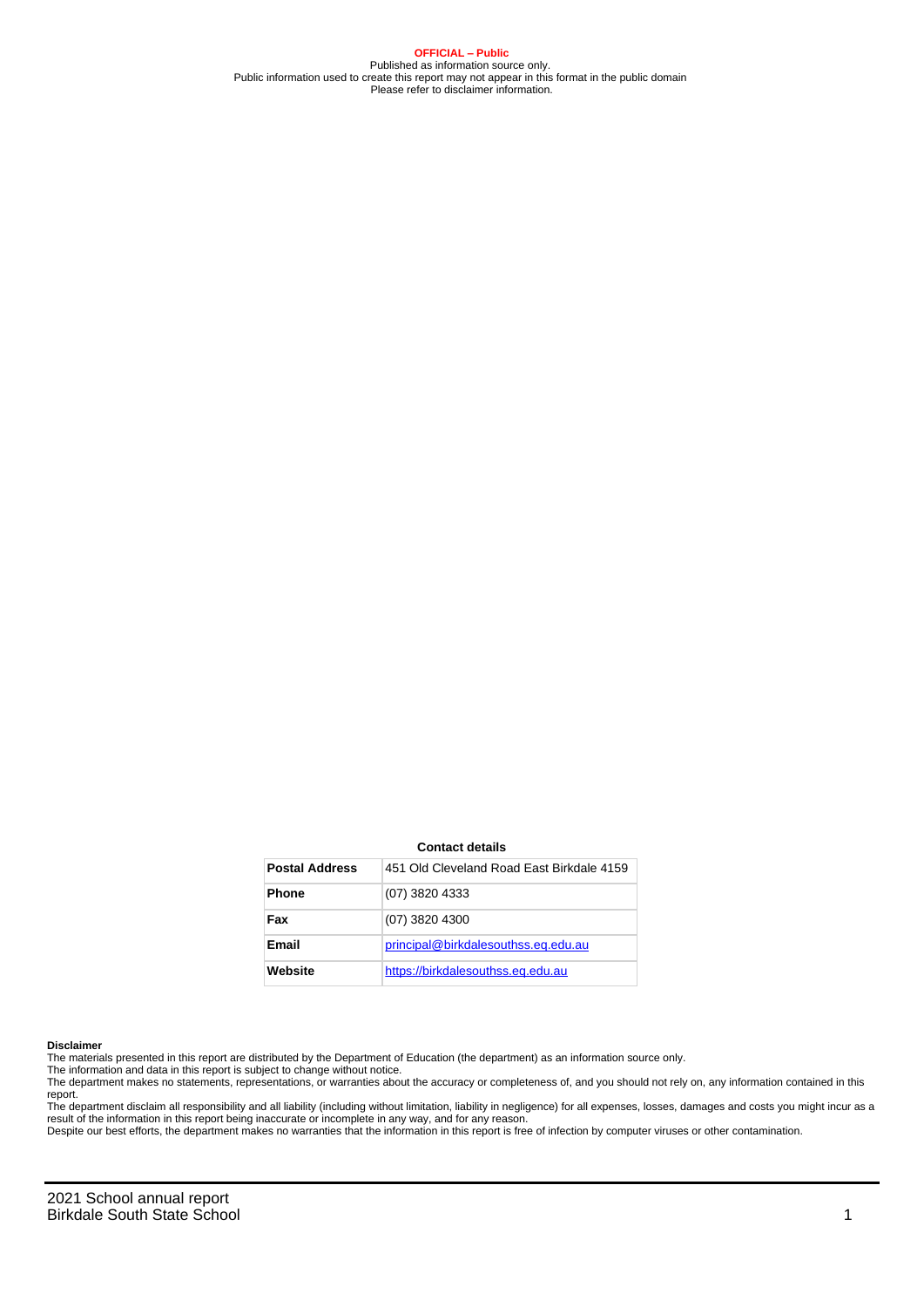**OFFICIAL – Public**
Published as information source only.
Public information used to create this report may not appear in this format in the public domain
Please refer to disclaimer information.

**Contact details**

| | |
|---|---|
| **Postal Address** | 451 Old Cleveland Road East Birkdale 4159 |
| **Phone** | (07) 3820 4333 |
| **Fax** | (07) 3820 4300 |
| **Email** | principal@birkdalesouthss.eq.edu.au |
| **Website** | https://birkdalesouthss.eq.edu.au |

**Disclaimer**

The materials presented in this report are distributed by the Department of Education (the department) as an information source only.

The information and data in this report is subject to change without notice.

The department makes no statements, representations, or warranties about the accuracy or completeness of, and you should not rely on, any information contained in this report.

The department disclaim all responsibility and all liability (including without limitation, liability in negligence) for all expenses, losses, damages and costs you might incur as a result of the information in this report being inaccurate or incomplete in any way, and for any reason.

Despite our best efforts, the department makes no warranties that the information in this report is free of infection by computer viruses or other contamination.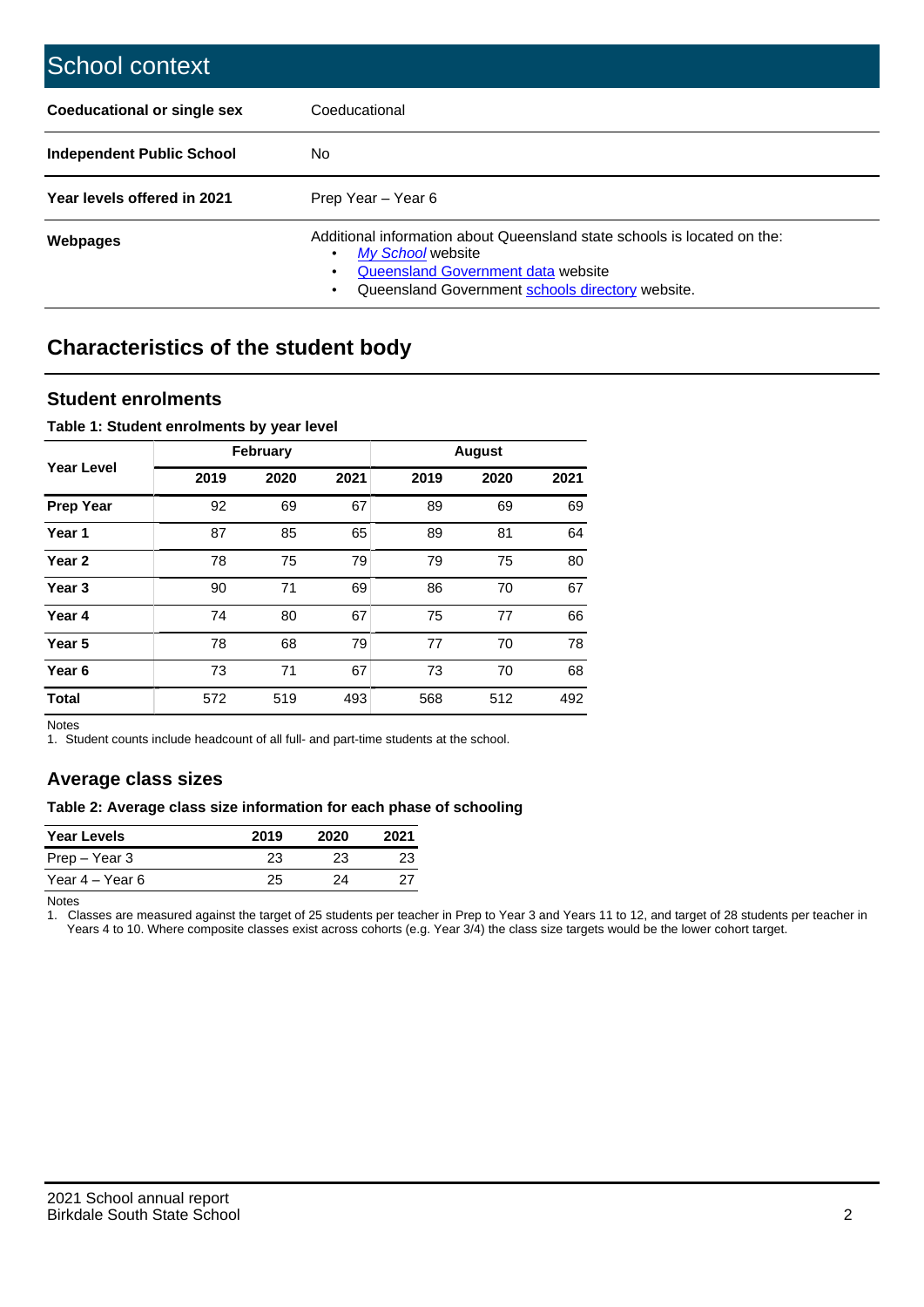# School context

| | |
|---|---|
| **Coeducational or single sex** | Coeducational |
| **Independent Public School** | No |
| **Year levels offered in 2021** | Prep Year – Year 6 |
| **Webpages** | Additional information about Queensland state schools is located on the:<br>• *My School* website<br>• Queensland Government data website<br>• Queensland Government schools directory website. |

## Characteristics of the student body

### Student enrolments

**Table 1: Student enrolments by year level**

| Year Level | February | | | August | | |
|---|---|---|---|---|---|---|
| | 2019 | 2020 | 2021 | 2019 | 2020 | 2021 |
| **Prep Year** | 92 | 69 | 67 | 89 | 69 | 69 |
| **Year 1** | 87 | 85 | 65 | 89 | 81 | 64 |
| **Year 2** | 78 | 75 | 79 | 79 | 75 | 80 |
| **Year 3** | 90 | 71 | 69 | 86 | 70 | 67 |
| **Year 4** | 74 | 80 | 67 | 75 | 77 | 66 |
| **Year 5** | 78 | 68 | 79 | 77 | 70 | 78 |
| **Year 6** | 73 | 71 | 67 | 73 | 70 | 68 |
| **Total** | 572 | 519 | 493 | 568 | 512 | 492 |

Notes
1. Student counts include headcount of all full- and part-time students at the school.

### Average class sizes

**Table 2: Average class size information for each phase of schooling**

| Year Levels | 2019 | 2020 | 2021 |
|---|---|---|---|
| Prep – Year 3 | 23 | 23 | 23 |
| Year 4 – Year 6 | 25 | 24 | 27 |

Notes
1. Classes are measured against the target of 25 students per teacher in Prep to Year 3 and Years 11 to 12, and target of 28 students per teacher in Years 4 to 10. Where composite classes exist across cohorts (e.g. Year 3/4) the class size targets would be the lower cohort target.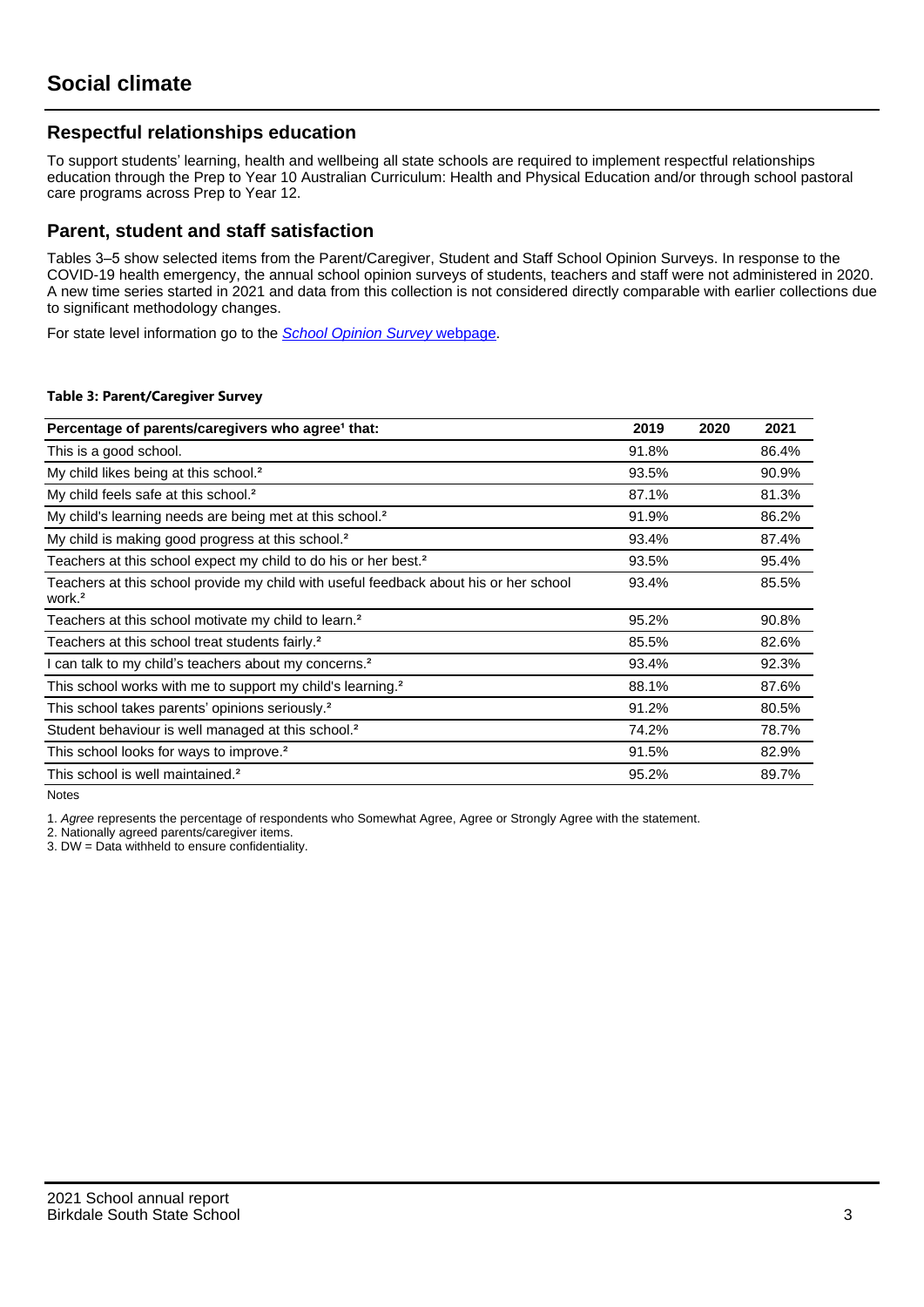# Social climate

## Respectful relationships education

To support students' learning, health and wellbeing all state schools are required to implement respectful relationships education through the Prep to Year 10 Australian Curriculum: Health and Physical Education and/or through school pastoral care programs across Prep to Year 12.

## Parent, student and staff satisfaction

Tables 3–5 show selected items from the Parent/Caregiver, Student and Staff School Opinion Surveys. In response to the COVID-19 health emergency, the annual school opinion surveys of students, teachers and staff were not administered in 2020. A new time series started in 2021 and data from this collection is not considered directly comparable with earlier collections due to significant methodology changes.

For state level information go to the *School Opinion Survey* webpage.

**Table 3: Parent/Caregiver Survey**

| Percentage of parents/caregivers who agree[1] that: | 2019 | 2020 | 2021 |
|---|---|---|---|
| This is a good school. | 91.8% | | 86.4% |
| My child likes being at this school.[2] | 93.5% | | 90.9% |
| My child feels safe at this school.[2] | 87.1% | | 81.3% |
| My child's learning needs are being met at this school.[2] | 91.9% | | 86.2% |
| My child is making good progress at this school.[2] | 93.4% | | 87.4% |
| Teachers at this school expect my child to do his or her best.[2] | 93.5% | | 95.4% |
| Teachers at this school provide my child with useful feedback about his or her school work.[2] | 93.4% | | 85.5% |
| Teachers at this school motivate my child to learn.[2] | 95.2% | | 90.8% |
| Teachers at this school treat students fairly.[2] | 85.5% | | 82.6% |
| I can talk to my child's teachers about my concerns.[2] | 93.4% | | 92.3% |
| This school works with me to support my child's learning.[2] | 88.1% | | 87.6% |
| This school takes parents' opinions seriously.[2] | 91.2% | | 80.5% |
| Student behaviour is well managed at this school.[2] | 74.2% | | 78.7% |
| This school looks for ways to improve.[2] | 91.5% | | 82.9% |
| This school is well maintained.[2] | 95.2% | | 89.7% |

Notes

1. *Agree* represents the percentage of respondents who Somewhat Agree, Agree or Strongly Agree with the statement.
2. Nationally agreed parents/caregiver items.
3. DW = Data withheld to ensure confidentiality.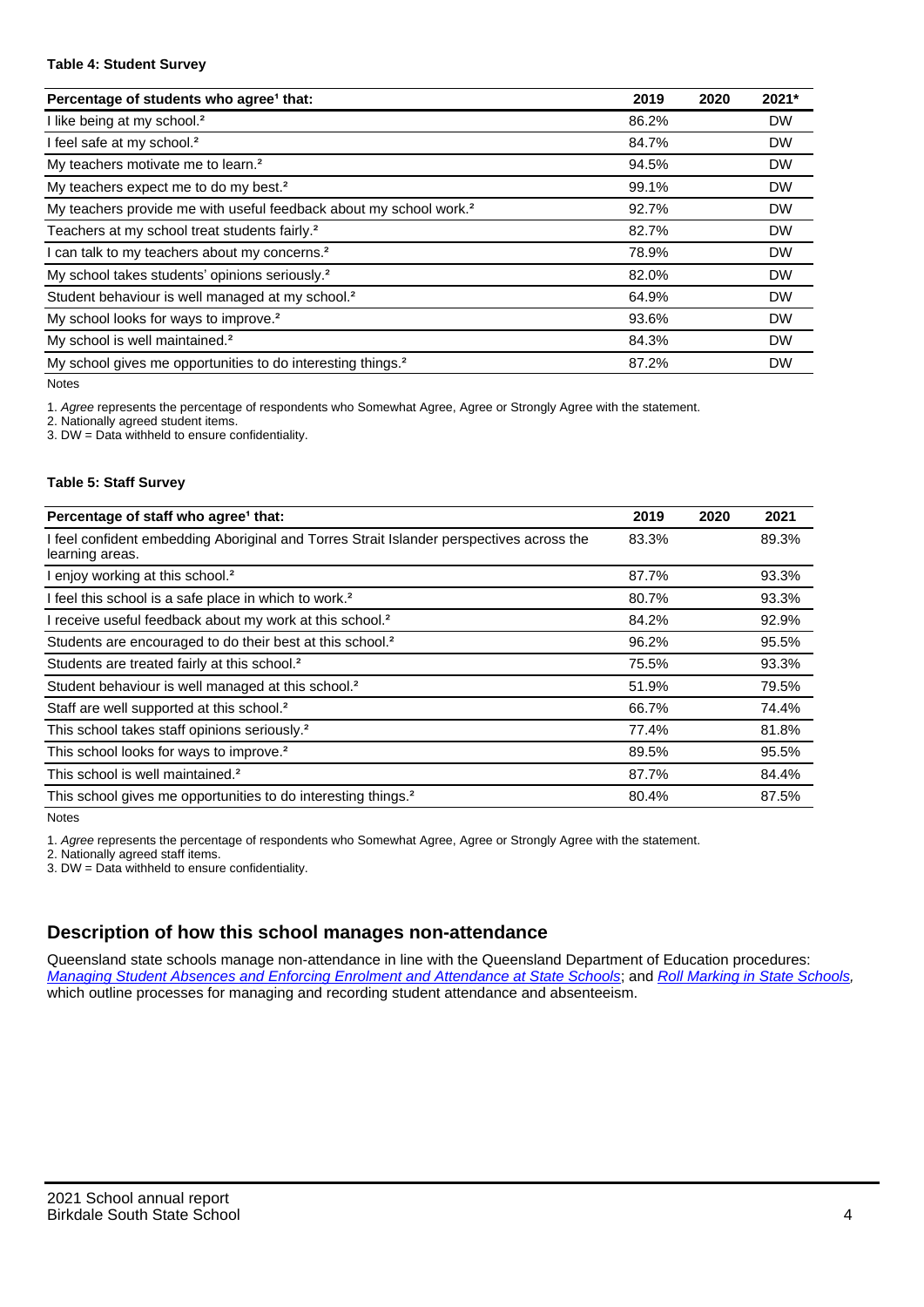**Table 4: Student Survey**

| Percentage of students who agree[1] that: | 2019 | 2020 | 2021* |
|---|---|---|---|
| I like being at my school.[2] | 86.2% | | DW |
| I feel safe at my school.[2] | 84.7% | | DW |
| My teachers motivate me to learn.[2] | 94.5% | | DW |
| My teachers expect me to do my best.[2] | 99.1% | | DW |
| My teachers provide me with useful feedback about my school work.[2] | 92.7% | | DW |
| Teachers at my school treat students fairly.[2] | 82.7% | | DW |
| I can talk to my teachers about my concerns.[2] | 78.9% | | DW |
| My school takes students' opinions seriously.[2] | 82.0% | | DW |
| Student behaviour is well managed at my school.[2] | 64.9% | | DW |
| My school looks for ways to improve.[2] | 93.6% | | DW |
| My school is well maintained.[2] | 84.3% | | DW |
| My school gives me opportunities to do interesting things.[2] | 87.2% | | DW |

Notes

1. *Agree* represents the percentage of respondents who Somewhat Agree, Agree or Strongly Agree with the statement.
2. Nationally agreed student items.
3. DW = Data withheld to ensure confidentiality.

**Table 5: Staff Survey**

| Percentage of staff who agree[1] that: | 2019 | 2020 | 2021 |
|---|---|---|---|
| I feel confident embedding Aboriginal and Torres Strait Islander perspectives across the learning areas. | 83.3% | | 89.3% |
| I enjoy working at this school.[2] | 87.7% | | 93.3% |
| I feel this school is a safe place in which to work.[2] | 80.7% | | 93.3% |
| I receive useful feedback about my work at this school.[2] | 84.2% | | 92.9% |
| Students are encouraged to do their best at this school.[2] | 96.2% | | 95.5% |
| Students are treated fairly at this school.[2] | 75.5% | | 93.3% |
| Student behaviour is well managed at this school.[2] | 51.9% | | 79.5% |
| Staff are well supported at this school.[2] | 66.7% | | 74.4% |
| This school takes staff opinions seriously.[2] | 77.4% | | 81.8% |
| This school looks for ways to improve.[2] | 89.5% | | 95.5% |
| This school is well maintained.[2] | 87.7% | | 84.4% |
| This school gives me opportunities to do interesting things.[2] | 80.4% | | 87.5% |

Notes

1. *Agree* represents the percentage of respondents who Somewhat Agree, Agree or Strongly Agree with the statement.
2. Nationally agreed staff items.
3. DW = Data withheld to ensure confidentiality.

## Description of how this school manages non-attendance

Queensland state schools manage non-attendance in line with the Queensland Department of Education procedures: *Managing Student Absences and Enforcing Enrolment and Attendance at State Schools*; and *Roll Marking in State Schools*, which outline processes for managing and recording student attendance and absenteeism.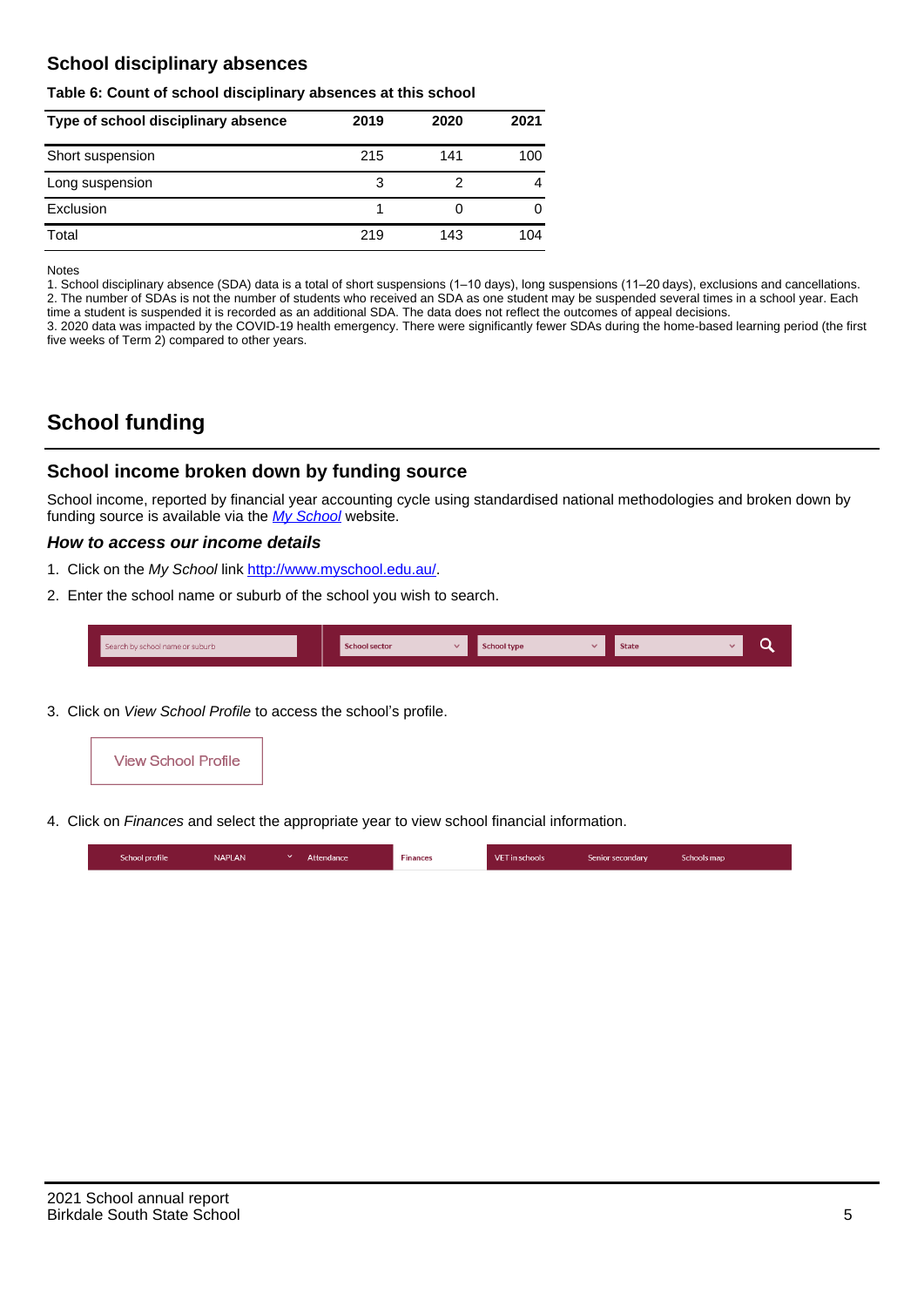## School disciplinary absences

**Table 6: Count of school disciplinary absences at this school**

| Type of school disciplinary absence | 2019 | 2020 | 2021 |
|---|---|---|---|
| Short suspension | 215 | 141 | 100 |
| Long suspension | 3 | 2 | 4 |
| Exclusion | 1 | 0 | 0 |
| Total | 219 | 143 | 104 |

Notes

1. School disciplinary absence (SDA) data is a total of short suspensions (1–10 days), long suspensions (11–20 days), exclusions and cancellations.
2. The number of SDAs is not the number of students who received an SDA as one student may be suspended several times in a school year. Each time a student is suspended it is recorded as an additional SDA. The data does not reflect the outcomes of appeal decisions.
3. 2020 data was impacted by the COVID-19 health emergency. There were significantly fewer SDAs during the home-based learning period (the first five weeks of Term 2) compared to other years.

# School funding

## School income broken down by funding source

School income, reported by financial year accounting cycle using standardised national methodologies and broken down by funding source is available via the *My School* website.

### *How to access our income details*

1. Click on the *My School* link http://www.myschool.edu.au/.
2. Enter the school name or suburb of the school you wish to search.

Search by school name or suburb | School sector | School type | State

3. Click on *View School Profile* to access the school's profile.

View School Profile

4. Click on *Finances* and select the appropriate year to view school financial information.

School profile | NAPLAN | Attendance | Finances | VET in schools | Senior secondary | Schools map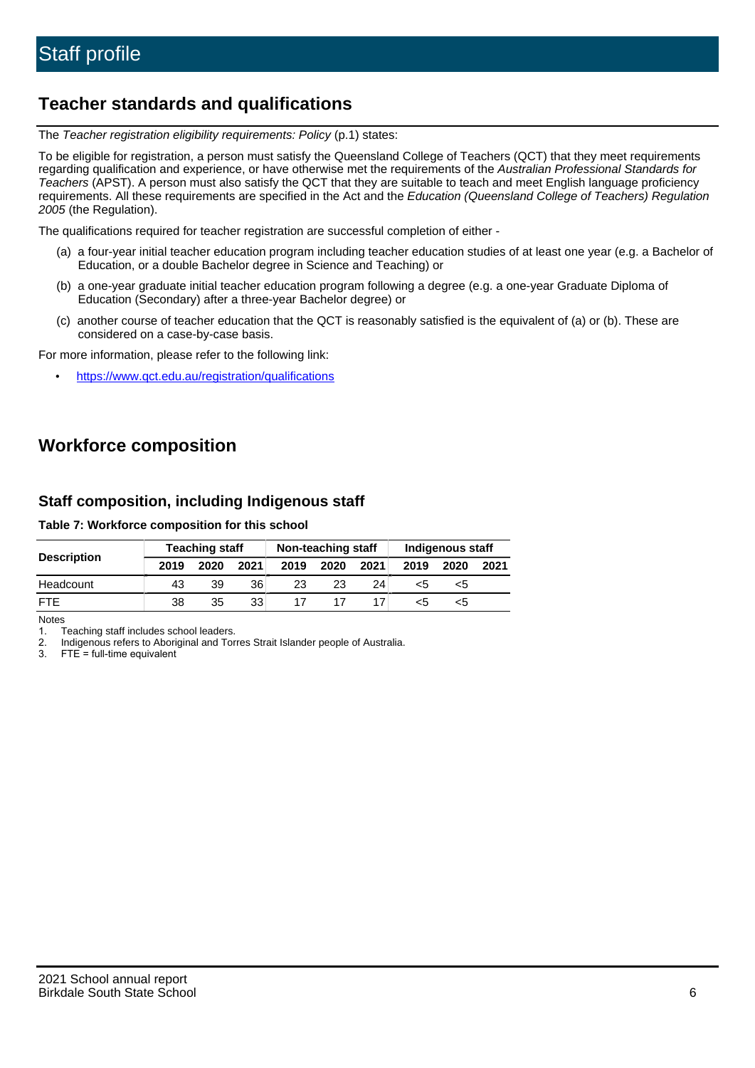# Staff profile

## Teacher standards and qualifications

The *Teacher registration eligibility requirements: Policy* (p.1) states:

To be eligible for registration, a person must satisfy the Queensland College of Teachers (QCT) that they meet requirements regarding qualification and experience, or have otherwise met the requirements of the *Australian Professional Standards for Teachers* (APST). A person must also satisfy the QCT that they are suitable to teach and meet English language proficiency requirements. All these requirements are specified in the Act and the *Education (Queensland College of Teachers) Regulation 2005* (the Regulation).

The qualifications required for teacher registration are successful completion of either -

(a) a four-year initial teacher education program including teacher education studies of at least one year (e.g. a Bachelor of Education, or a double Bachelor degree in Science and Teaching) or

(b) a one-year graduate initial teacher education program following a degree (e.g. a one-year Graduate Diploma of Education (Secondary) after a three-year Bachelor degree) or

(c) another course of teacher education that the QCT is reasonably satisfied is the equivalent of (a) or (b). These are considered on a case-by-case basis.

For more information, please refer to the following link:

- https://www.qct.edu.au/registration/qualifications

## Workforce composition

### Staff composition, including Indigenous staff

**Table 7: Workforce composition for this school**

| Description | Teaching staff | | | Non-teaching staff | | | Indigenous staff | | |
|---|---|---|---|---|---|---|---|---|---|
| | 2019 | 2020 | 2021 | 2019 | 2020 | 2021 | 2019 | 2020 | 2021 |
| Headcount | 43 | 39 | 36 | 23 | 23 | 24 | <5 | <5 | |
| FTE | 38 | 35 | 33 | 17 | 17 | 17 | <5 | <5 | |

Notes

1. Teaching staff includes school leaders.
2. Indigenous refers to Aboriginal and Torres Strait Islander people of Australia.
3. FTE = full-time equivalent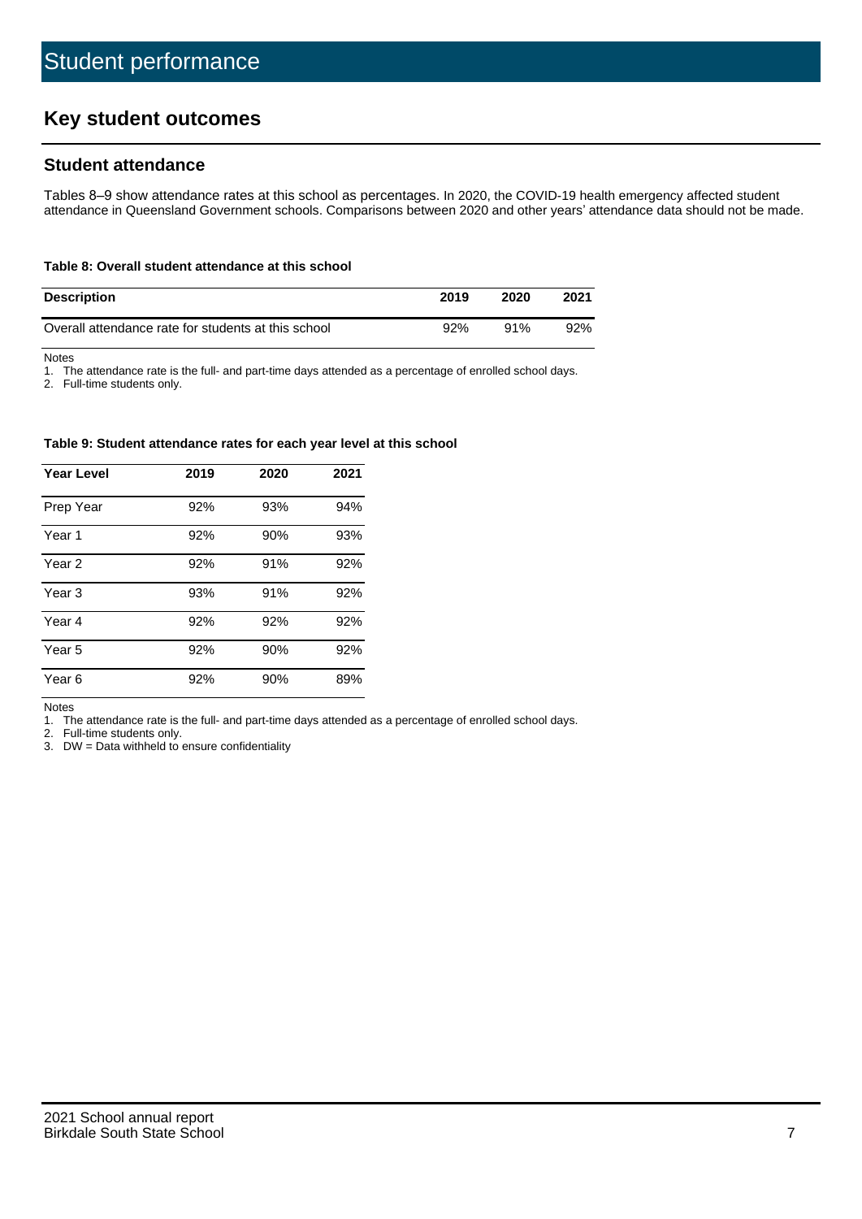# Student performance

## Key student outcomes

### Student attendance

Tables 8–9 show attendance rates at this school as percentages. In 2020, the COVID-19 health emergency affected student attendance in Queensland Government schools. Comparisons between 2020 and other years' attendance data should not be made.

**Table 8: Overall student attendance at this school**

| Description | 2019 | 2020 | 2021 |
|---|---|---|---|
| Overall attendance rate for students at this school | 92% | 91% | 92% |

Notes

1. The attendance rate is the full- and part-time days attended as a percentage of enrolled school days.
2. Full-time students only.

**Table 9: Student attendance rates for each year level at this school**

| Year Level | 2019 | 2020 | 2021 |
|---|---|---|---|
| Prep Year | 92% | 93% | 94% |
| Year 1 | 92% | 90% | 93% |
| Year 2 | 92% | 91% | 92% |
| Year 3 | 93% | 91% | 92% |
| Year 4 | 92% | 92% | 92% |
| Year 5 | 92% | 90% | 92% |
| Year 6 | 92% | 90% | 89% |

Notes

1. The attendance rate is the full- and part-time days attended as a percentage of enrolled school days.
2. Full-time students only.
3. DW = Data withheld to ensure confidentiality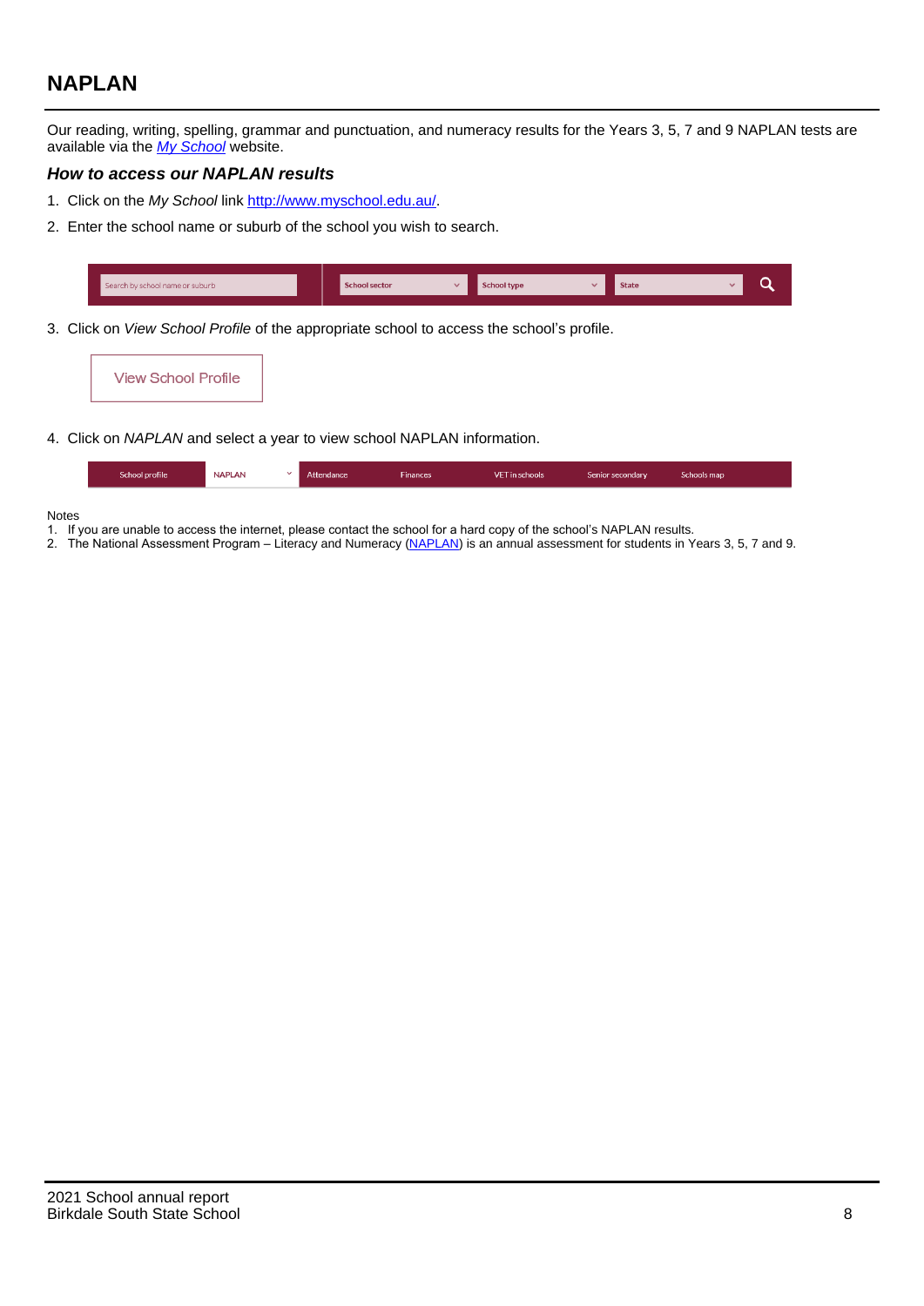## NAPLAN

Our reading, writing, spelling, grammar and punctuation, and numeracy results for the Years 3, 5, 7 and 9 NAPLAN tests are available via the *My School* website.

### *How to access our NAPLAN results*

1. Click on the *My School* link http://www.myschool.edu.au/.
2. Enter the school name or suburb of the school you wish to search.

Search by school name or suburb | School sector | School type | State

3. Click on *View School Profile* of the appropriate school to access the school's profile.

View School Profile

4. Click on *NAPLAN* and select a year to view school NAPLAN information.

School profile | NAPLAN | Attendance | Finances | VET in schools | Senior secondary | Schools map

Notes
1. If you are unable to access the internet, please contact the school for a hard copy of the school's NAPLAN results.
2. The National Assessment Program – Literacy and Numeracy (NAPLAN) is an annual assessment for students in Years 3, 5, 7 and 9.